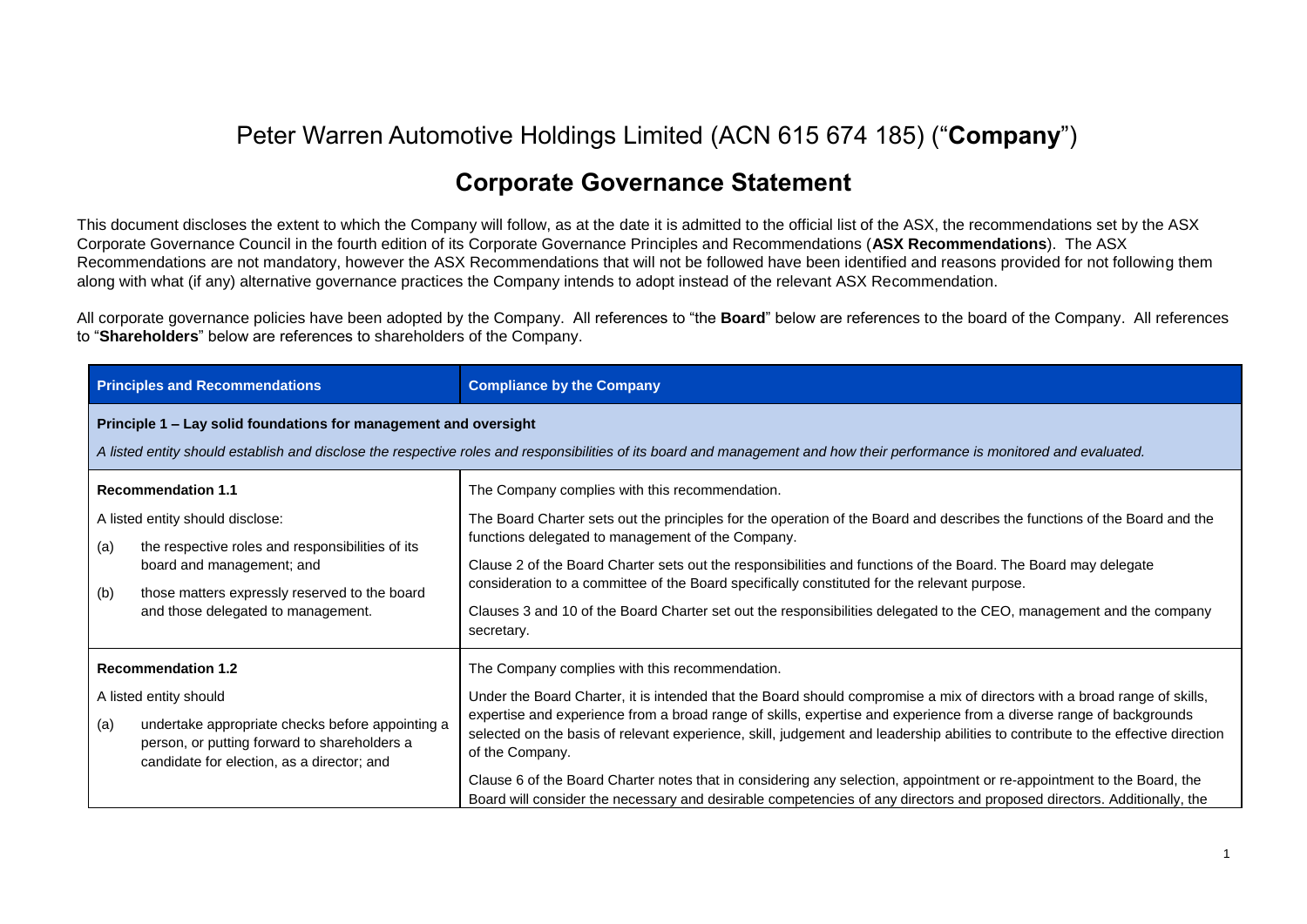# Peter Warren Automotive Holdings Limited (ACN 615 674 185) ("**Company**")

## Corporate Governance Statement

This document discloses the extent to which the Company will follow, as at the date it is admitted to the official list of the ASX, the recommendations set by the ASX Corporate Governance Council in the fourth edition of its Corporate Governance Principles and Recommendations (**ASX Recommendations**). The ASX Recommendations are not mandatory, however the ASX Recommendations that will not be followed have been identified and reasons provided for not following them along with what (if any) alternative governance practices the Company intends to adopt instead of the relevant ASX Recommendation.

All corporate governance policies have been adopted by the Company. All references to "the **Board**" below are references to the board of the Company. All references to "**Shareholders**" below are references to shareholders of the Company.

| Principles and Recommendations | Compliance by the Company |
|---|---|
| **Principle 1 – Lay solid foundations for management and oversight**<br>*A listed entity should establish and disclose the respective roles and responsibilities of its board and management and how their performance is monitored and evaluated.* | |
| **Recommendation 1.1**<br>A listed entity should disclose:<br>(a) the respective roles and responsibilities of its board and management; and<br>(b) those matters expressly reserved to the board and those delegated to management. | The Company complies with this recommendation.<br>The Board Charter sets out the principles for the operation of the Board and describes the functions of the Board and the functions delegated to management of the Company.<br>Clause 2 of the Board Charter sets out the responsibilities and functions of the Board. The Board may delegate consideration to a committee of the Board specifically constituted for the relevant purpose.<br>Clauses 3 and 10 of the Board Charter set out the responsibilities delegated to the CEO, management and the company secretary. |
| **Recommendation 1.2**<br>A listed entity should<br>(a) undertake appropriate checks before appointing a person, or putting forward to shareholders a candidate for election, as a director; and | The Company complies with this recommendation.<br>Under the Board Charter, it is intended that the Board should compromise a mix of directors with a broad range of skills, expertise and experience from a broad range of skills, expertise and experience from a diverse range of backgrounds selected on the basis of relevant experience, skill, judgement and leadership abilities to contribute to the effective direction of the Company.<br>Clause 6 of the Board Charter notes that in considering any selection, appointment or re-appointment to the Board, the Board will consider the necessary and desirable competencies of any directors and proposed directors. Additionally, the |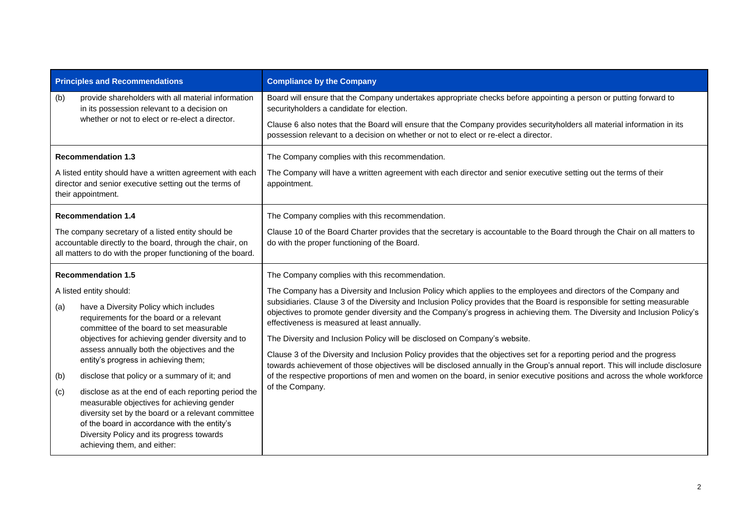| Principles and Recommendations | Compliance by the Company |
|---|---|
| (b) provide shareholders with all material information in its possession relevant to a decision on whether or not to elect or re-elect a director. | Board will ensure that the Company undertakes appropriate checks before appointing a person or putting forward to securityholders a candidate for election.<br><br>Clause 6 also notes that the Board will ensure that the Company provides securityholders all material information in its possession relevant to a decision on whether or not to elect or re-elect a director. |
| **Recommendation 1.3**<br><br>A listed entity should have a written agreement with each director and senior executive setting out the terms of their appointment. | The Company complies with this recommendation.<br><br>The Company will have a written agreement with each director and senior executive setting out the terms of their appointment. |
| **Recommendation 1.4**<br><br>The company secretary of a listed entity should be accountable directly to the board, through the chair, on all matters to do with the proper functioning of the board. | The Company complies with this recommendation.<br><br>Clause 10 of the Board Charter provides that the secretary is accountable to the Board through the Chair on all matters to do with the proper functioning of the Board. |
| **Recommendation 1.5**<br><br>A listed entity should:<br><br>(a) have a Diversity Policy which includes requirements for the board or a relevant committee of the board to set measurable objectives for achieving gender diversity and to assess annually both the objectives and the entity's progress in achieving them;<br><br>(b) disclose that policy or a summary of it; and<br><br>(c) disclose as at the end of each reporting period the measurable objectives for achieving gender diversity set by the board or a relevant committee of the board in accordance with the entity's Diversity Policy and its progress towards achieving them, and either: | The Company complies with this recommendation.<br><br>The Company has a Diversity and Inclusion Policy which applies to the employees and directors of the Company and subsidiaries. Clause 3 of the Diversity and Inclusion Policy provides that the Board is responsible for setting measurable objectives to promote gender diversity and the Company's progress in achieving them. The Diversity and Inclusion Policy's effectiveness is measured at least annually.<br><br>The Diversity and Inclusion Policy will be disclosed on Company's website.<br><br>Clause 3 of the Diversity and Inclusion Policy provides that the objectives set for a reporting period and the progress towards achievement of those objectives will be disclosed annually in the Group's annual report. This will include disclosure of the respective proportions of men and women on the board, in senior executive positions and across the whole workforce of the Company. |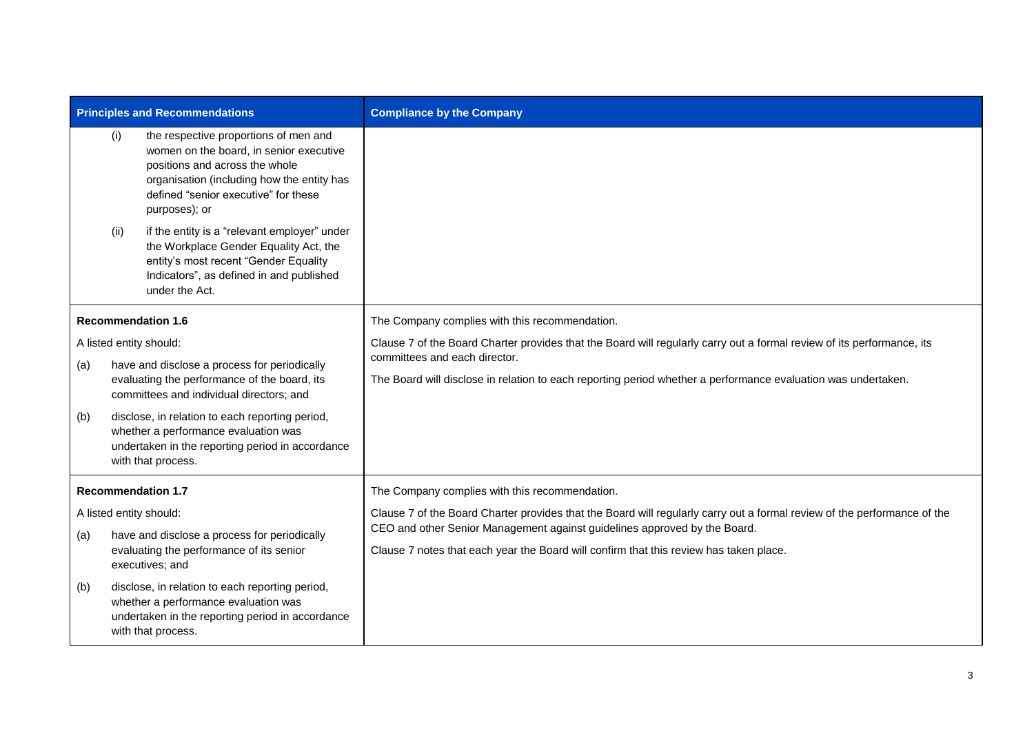| Principles and Recommendations | Compliance by the Company |
|---|---|
| (i) the respective proportions of men and women on the board, in senior executive positions and across the whole organisation (including how the entity has defined "senior executive" for these purposes); or<br><br>(ii) if the entity is a "relevant employer" under the Workplace Gender Equality Act, the entity's most recent "Gender Equality Indicators", as defined in and published under the Act. | |
| **Recommendation 1.6**<br><br>A listed entity should:<br><br>(a) have and disclose a process for periodically evaluating the performance of the board, its committees and individual directors; and<br><br>(b) disclose, in relation to each reporting period, whether a performance evaluation was undertaken in the reporting period in accordance with that process. | The Company complies with this recommendation.<br><br>Clause 7 of the Board Charter provides that the Board will regularly carry out a formal review of its performance, its committees and each director.<br><br>The Board will disclose in relation to each reporting period whether a performance evaluation was undertaken. |
| **Recommendation 1.7**<br><br>A listed entity should:<br><br>(a) have and disclose a process for periodically evaluating the performance of its senior executives; and<br><br>(b) disclose, in relation to each reporting period, whether a performance evaluation was undertaken in the reporting period in accordance with that process. | The Company complies with this recommendation.<br><br>Clause 7 of the Board Charter provides that the Board will regularly carry out a formal review of the performance of the CEO and other Senior Management against guidelines approved by the Board.<br><br>Clause 7 notes that each year the Board will confirm that this review has taken place. |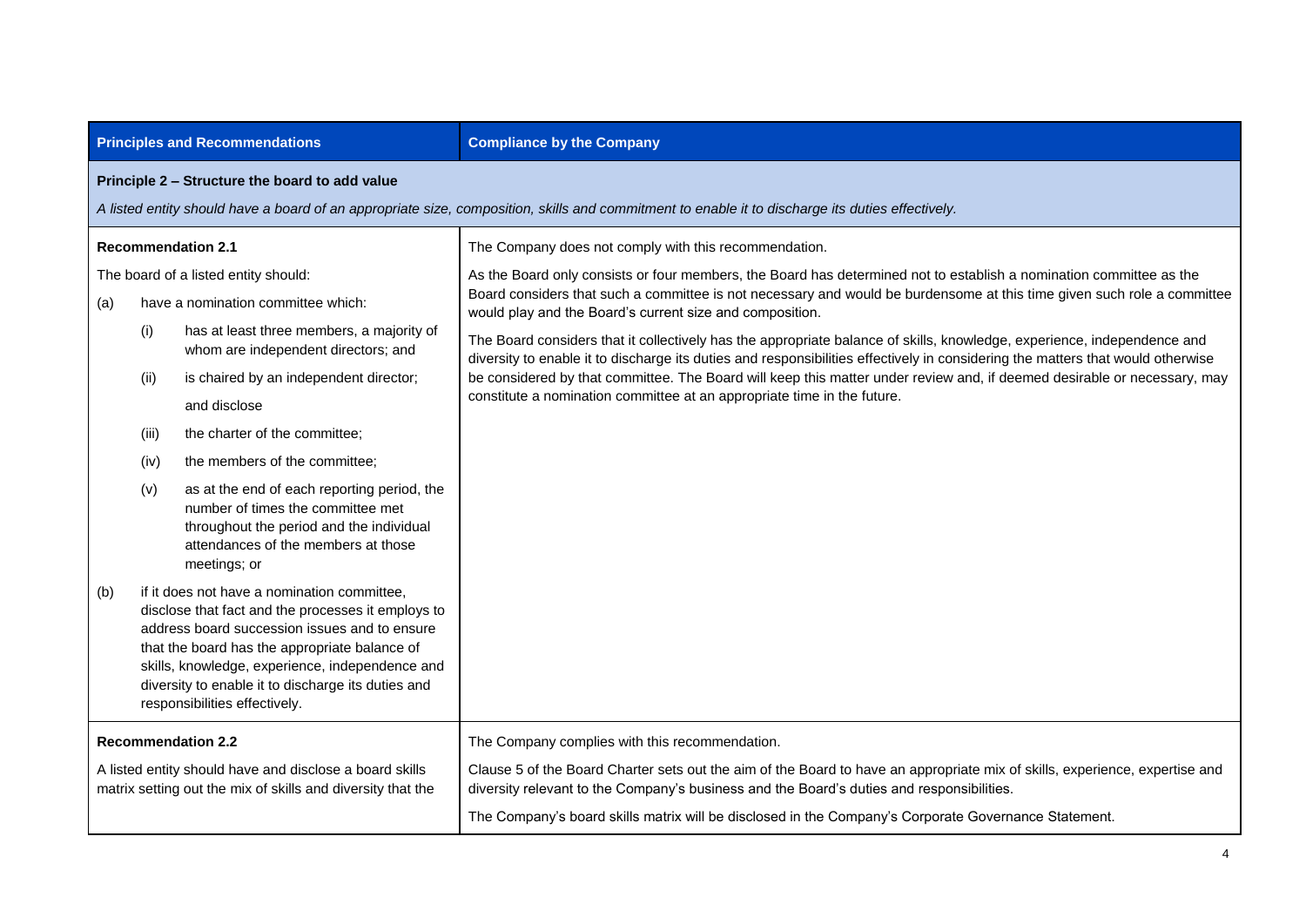| Principles and Recommendations | Compliance by the Company |
|---|---|
| **Principle 2 – Structure the board to add value**<br><br>*A listed entity should have a board of an appropriate size, composition, skills and commitment to enable it to discharge its duties effectively.* | |
| **Recommendation 2.1**<br><br>The board of a listed entity should:<br><br>(a) have a nomination committee which:<br><br>(i) has at least three members, a majority of whom are independent directors; and<br><br>(ii) is chaired by an independent director;<br><br>and disclose<br><br>(iii) the charter of the committee;<br><br>(iv) the members of the committee;<br><br>(v) as at the end of each reporting period, the number of times the committee met throughout the period and the individual attendances of the members at those meetings; or<br><br>(b) if it does not have a nomination committee, disclose that fact and the processes it employs to address board succession issues and to ensure that the board has the appropriate balance of skills, knowledge, experience, independence and diversity to enable it to discharge its duties and responsibilities effectively. | The Company does not comply with this recommendation.<br><br>As the Board only consists or four members, the Board has determined not to establish a nomination committee as the Board considers that such a committee is not necessary and would be burdensome at this time given such role a committee would play and the Board's current size and composition.<br><br>The Board considers that it collectively has the appropriate balance of skills, knowledge, experience, independence and diversity to enable it to discharge its duties and responsibilities effectively in considering the matters that would otherwise be considered by that committee. The Board will keep this matter under review and, if deemed desirable or necessary, may constitute a nomination committee at an appropriate time in the future. |
| **Recommendation 2.2**<br><br>A listed entity should have and disclose a board skills matrix setting out the mix of skills and diversity that the | The Company complies with this recommendation.<br><br>Clause 5 of the Board Charter sets out the aim of the Board to have an appropriate mix of skills, experience, expertise and diversity relevant to the Company's business and the Board's duties and responsibilities.<br><br>The Company's board skills matrix will be disclosed in the Company's Corporate Governance Statement. |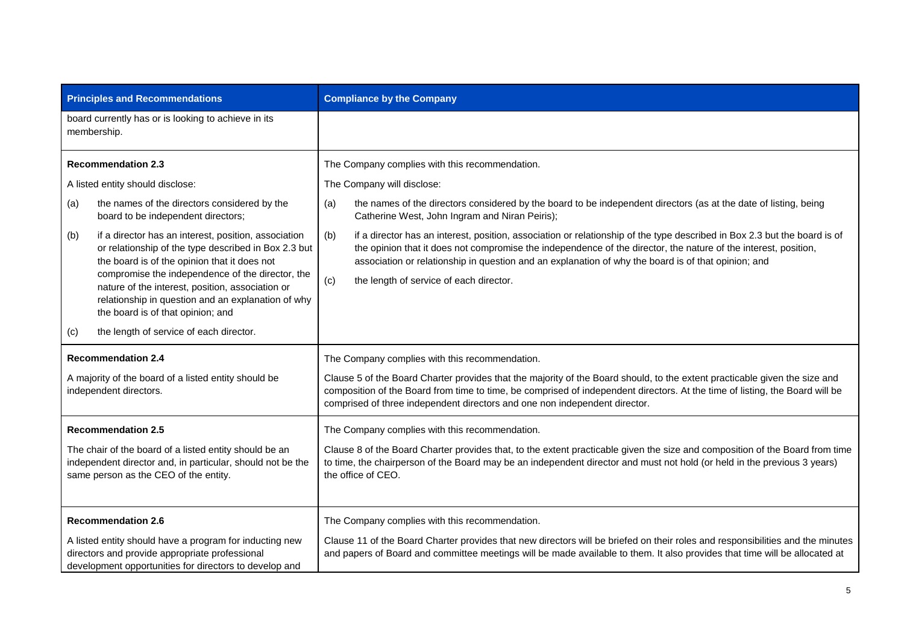| Principles and Recommendations | Compliance by the Company |
| --- | --- |
| board currently has or is looking to achieve in its membership. | |
| **Recommendation 2.3**<br><br>A listed entity should disclose:<br><br>(a) the names of the directors considered by the board to be independent directors;<br><br>(b) if a director has an interest, position, association or relationship of the type described in Box 2.3 but the board is of the opinion that it does not compromise the independence of the director, the nature of the interest, position, association or relationship in question and an explanation of why the board is of that opinion; and<br><br>(c) the length of service of each director. | The Company complies with this recommendation.<br><br>The Company will disclose:<br><br>(a) the names of the directors considered by the board to be independent directors (as at the date of listing, being Catherine West, John Ingram and Niran Peiris);<br><br>(b) if a director has an interest, position, association or relationship of the type described in Box 2.3 but the board is of the opinion that it does not compromise the independence of the director, the nature of the interest, position, association or relationship in question and an explanation of why the board is of that opinion; and<br><br>(c) the length of service of each director. |
| **Recommendation 2.4**<br><br>A majority of the board of a listed entity should be independent directors. | The Company complies with this recommendation.<br><br>Clause 5 of the Board Charter provides that the majority of the Board should, to the extent practicable given the size and composition of the Board from time to time, be comprised of independent directors. At the time of listing, the Board will be comprised of three independent directors and one non independent director. |
| **Recommendation 2.5**<br><br>The chair of the board of a listed entity should be an independent director and, in particular, should not be the same person as the CEO of the entity. | The Company complies with this recommendation.<br><br>Clause 8 of the Board Charter provides that, to the extent practicable given the size and composition of the Board from time to time, the chairperson of the Board may be an independent director and must not hold (or held in the previous 3 years) the office of CEO. |
| **Recommendation 2.6**<br><br>A listed entity should have a program for inducting new directors and provide appropriate professional development opportunities for directors to develop and | The Company complies with this recommendation.<br><br>Clause 11 of the Board Charter provides that new directors will be briefed on their roles and responsibilities and the minutes and papers of Board and committee meetings will be made available to them. It also provides that time will be allocated at |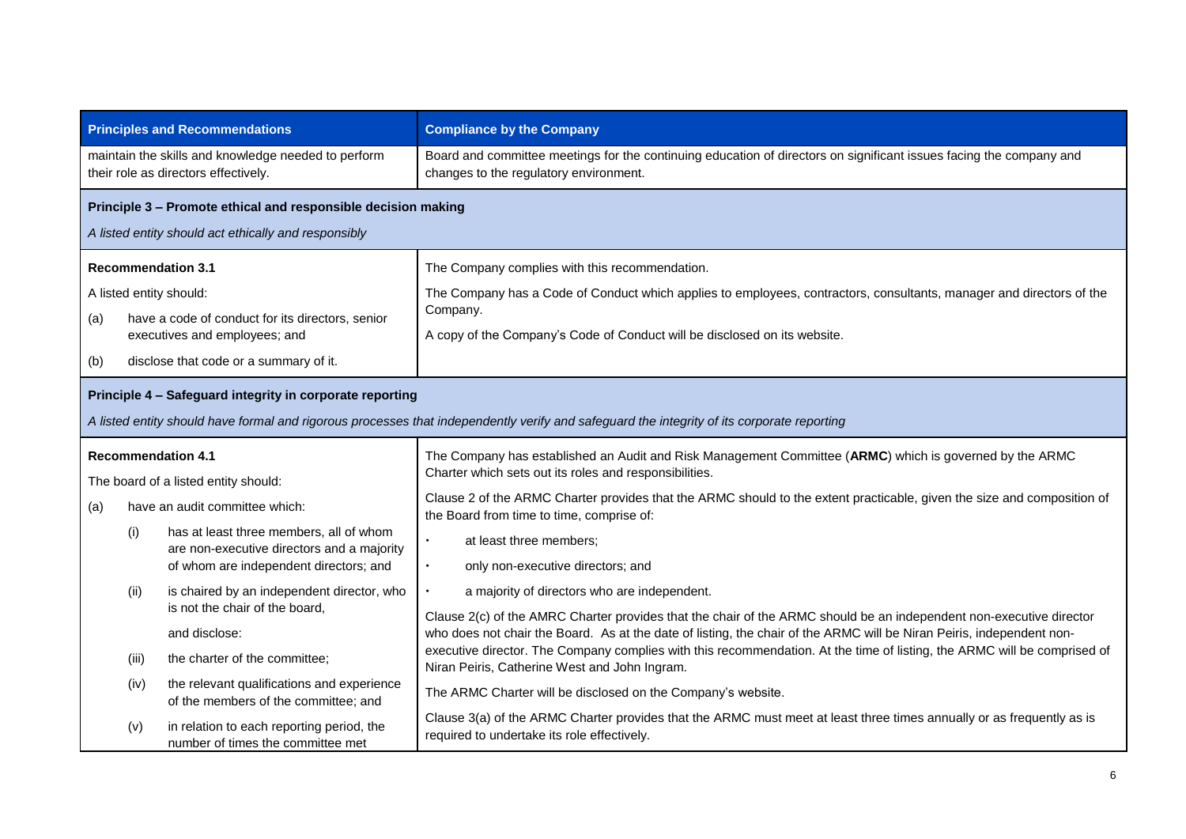| Principles and Recommendations | Compliance by the Company |
|---|---|
| maintain the skills and knowledge needed to perform their role as directors effectively. | Board and committee meetings for the continuing education of directors on significant issues facing the company and changes to the regulatory environment. |
| **Principle 3 – Promote ethical and responsible decision making**<br>*A listed entity should act ethically and responsibly* | |
| **Recommendation 3.1**<br>A listed entity should:<br>(a) have a code of conduct for its directors, senior executives and employees; and<br>(b) disclose that code or a summary of it. | The Company complies with this recommendation.<br>The Company has a Code of Conduct which applies to employees, contractors, consultants, manager and directors of the Company.<br>A copy of the Company's Code of Conduct will be disclosed on its website. |
| **Principle 4 – Safeguard integrity in corporate reporting**<br>*A listed entity should have formal and rigorous processes that independently verify and safeguard the integrity of its corporate reporting* | |
| **Recommendation 4.1**<br>The board of a listed entity should:<br>(a) have an audit committee which:<br>(i) has at least three members, all of whom are non-executive directors and a majority of whom are independent directors; and<br>(ii) is chaired by an independent director, who is not the chair of the board,<br>and disclose:<br>(iii) the charter of the committee;<br>(iv) the relevant qualifications and experience of the members of the committee; and<br>(v) in relation to each reporting period, the number of times the committee met | The Company has established an Audit and Risk Management Committee (**ARMC**) which is governed by the ARMC Charter which sets out its roles and responsibilities.<br>Clause 2 of the ARMC Charter provides that the ARMC should to the extent practicable, given the size and composition of the Board from time to time, comprise of:<br>• at least three members;<br>• only non-executive directors; and<br>• a majority of directors who are independent.<br>Clause 2(c) of the AMRC Charter provides that the chair of the ARMC should be an independent non-executive director who does not chair the Board. As at the date of listing, the chair of the ARMC will be Niran Peiris, independent non-executive director. The Company complies with this recommendation. At the time of listing, the ARMC will be comprised of Niran Peiris, Catherine West and John Ingram.<br>The ARMC Charter will be disclosed on the Company's website.<br>Clause 3(a) of the ARMC Charter provides that the ARMC must meet at least three times annually or as frequently as is required to undertake its role effectively. |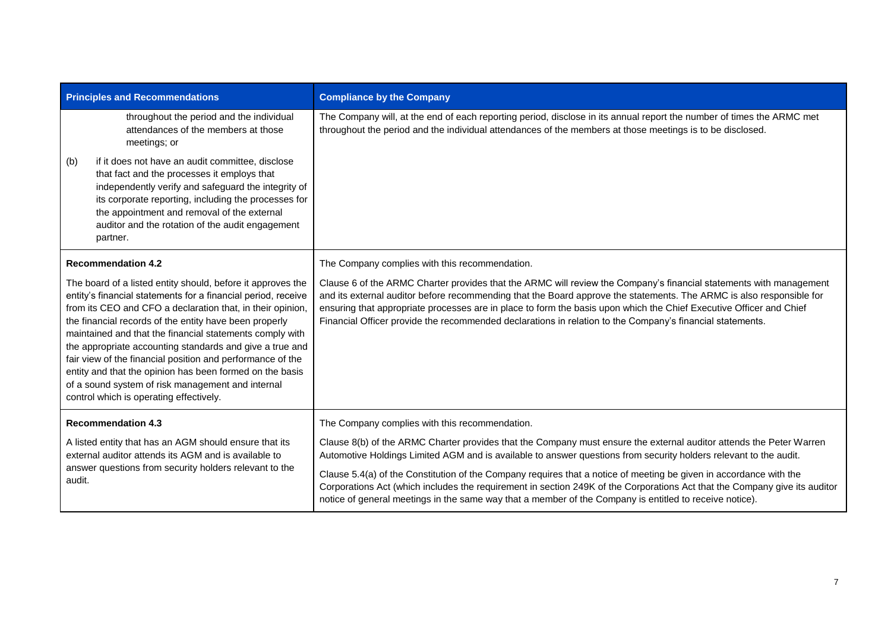| Principles and Recommendations | Compliance by the Company |
| --- | --- |
| throughout the period and the individual attendances of the members at those meetings; or<br><br>(b) if it does not have an audit committee, disclose that fact and the processes it employs that independently verify and safeguard the integrity of its corporate reporting, including the processes for the appointment and removal of the external auditor and the rotation of the audit engagement partner. | The Company will, at the end of each reporting period, disclose in its annual report the number of times the ARMC met throughout the period and the individual attendances of the members at those meetings is to be disclosed. |
| **Recommendation 4.2**<br><br>The board of a listed entity should, before it approves the entity's financial statements for a financial period, receive from its CEO and CFO a declaration that, in their opinion, the financial records of the entity have been properly maintained and that the financial statements comply with the appropriate accounting standards and give a true and fair view of the financial position and performance of the entity and that the opinion has been formed on the basis of a sound system of risk management and internal control which is operating effectively. | The Company complies with this recommendation.<br><br>Clause 6 of the ARMC Charter provides that the ARMC will review the Company's financial statements with management and its external auditor before recommending that the Board approve the statements. The ARMC is also responsible for ensuring that appropriate processes are in place to form the basis upon which the Chief Executive Officer and Chief Financial Officer provide the recommended declarations in relation to the Company's financial statements. |
| **Recommendation 4.3**<br><br>A listed entity that has an AGM should ensure that its external auditor attends its AGM and is available to answer questions from security holders relevant to the audit. | The Company complies with this recommendation.<br><br>Clause 8(b) of the ARMC Charter provides that the Company must ensure the external auditor attends the Peter Warren Automotive Holdings Limited AGM and is available to answer questions from security holders relevant to the audit.<br><br>Clause 5.4(a) of the Constitution of the Company requires that a notice of meeting be given in accordance with the Corporations Act (which includes the requirement in section 249K of the Corporations Act that the Company give its auditor notice of general meetings in the same way that a member of the Company is entitled to receive notice). |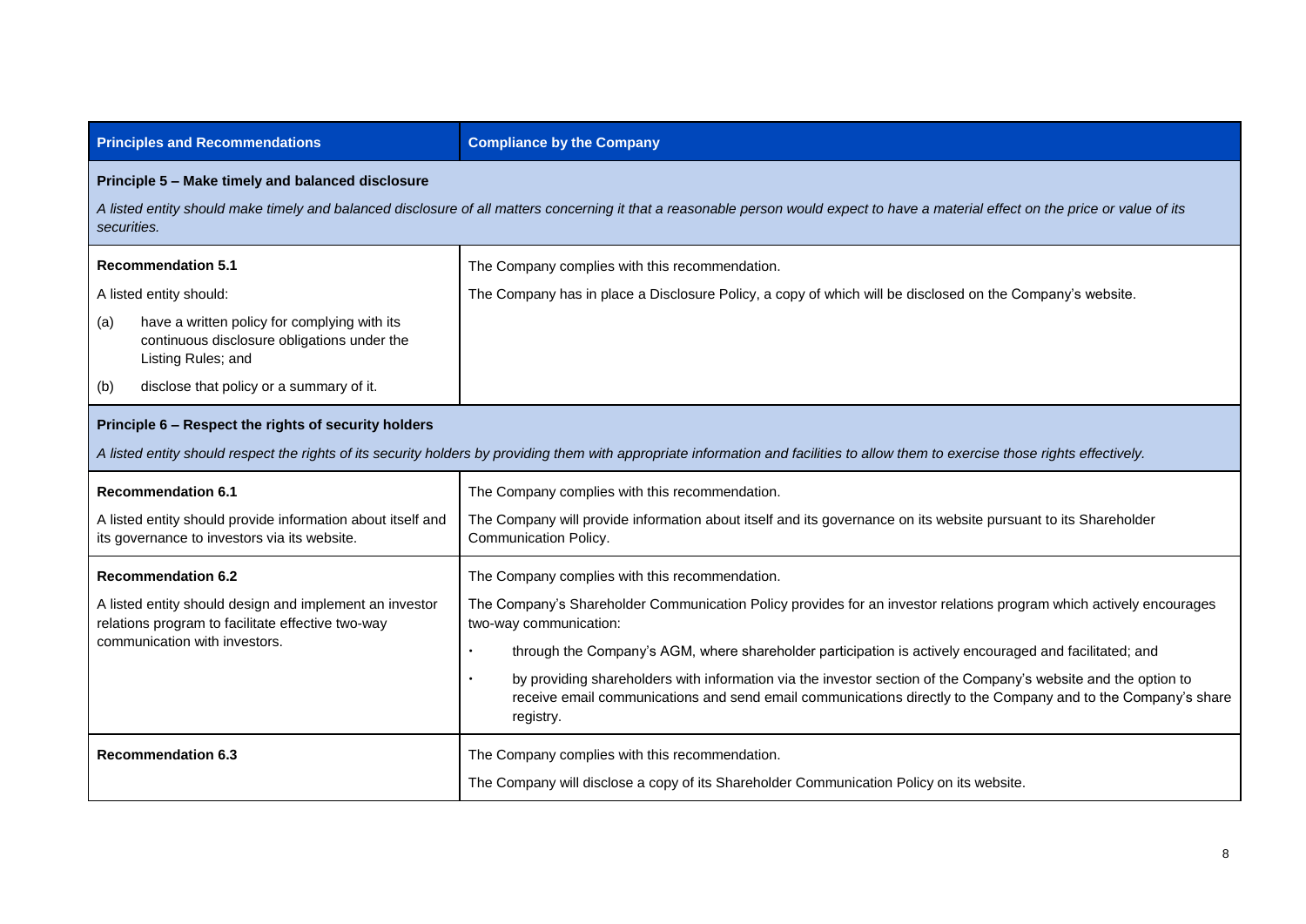| Principles and Recommendations | Compliance by the Company |
|---|---|
| **Principle 5 – Make timely and balanced disclosure**<br>*A listed entity should make timely and balanced disclosure of all matters concerning it that a reasonable person would expect to have a material effect on the price or value of its securities.* | |
| **Recommendation 5.1**<br>A listed entity should:<br>(a) have a written policy for complying with its continuous disclosure obligations under the Listing Rules; and<br>(b) disclose that policy or a summary of it. | The Company complies with this recommendation.<br>The Company has in place a Disclosure Policy, a copy of which will be disclosed on the Company's website. |
| **Principle 6 – Respect the rights of security holders**<br>*A listed entity should respect the rights of its security holders by providing them with appropriate information and facilities to allow them to exercise those rights effectively.* | |
| **Recommendation 6.1**<br>A listed entity should provide information about itself and its governance to investors via its website. | The Company complies with this recommendation.<br>The Company will provide information about itself and its governance on its website pursuant to its Shareholder Communication Policy. |
| **Recommendation 6.2**<br>A listed entity should design and implement an investor relations program to facilitate effective two-way communication with investors. | The Company complies with this recommendation.<br>The Company's Shareholder Communication Policy provides for an investor relations program which actively encourages two-way communication:<br>• through the Company's AGM, where shareholder participation is actively encouraged and facilitated; and<br>• by providing shareholders with information via the investor section of the Company's website and the option to receive email communications and send email communications directly to the Company and to the Company's share registry. |
| **Recommendation 6.3** | The Company complies with this recommendation.<br>The Company will disclose a copy of its Shareholder Communication Policy on its website. |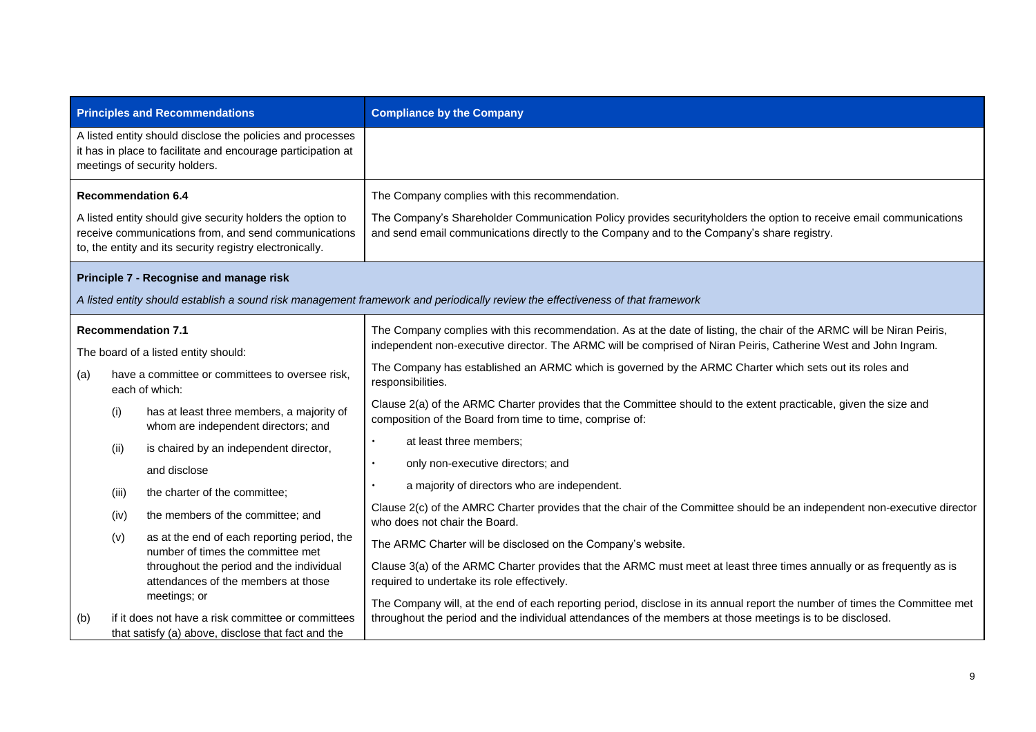| Principles and Recommendations | Compliance by the Company |
|---|---|
| A listed entity should disclose the policies and processes it has in place to facilitate and encourage participation at meetings of security holders. | |
| **Recommendation 6.4**<br><br>A listed entity should give security holders the option to receive communications from, and send communications to, the entity and its security registry electronically. | The Company complies with this recommendation.<br><br>The Company's Shareholder Communication Policy provides securityholders the option to receive email communications and send email communications directly to the Company and to the Company's share registry. |
| **Principle 7 - Recognise and manage risk**<br><br>*A listed entity should establish a sound risk management framework and periodically review the effectiveness of that framework* | |
| **Recommendation 7.1**<br><br>The board of a listed entity should:<br><br>(a) have a committee or committees to oversee risk, each of which:<br><br>(i) has at least three members, a majority of whom are independent directors; and<br><br>(ii) is chaired by an independent director,<br><br>and disclose<br><br>(iii) the charter of the committee;<br><br>(iv) the members of the committee; and<br><br>(v) as at the end of each reporting period, the number of times the committee met throughout the period and the individual attendances of the members at those meetings; or<br><br>(b) if it does not have a risk committee or committees that satisfy (a) above, disclose that fact and the | The Company complies with this recommendation. As at the date of listing, the chair of the ARMC will be Niran Peiris, independent non-executive director. The ARMC will be comprised of Niran Peiris, Catherine West and John Ingram.<br><br>The Company has established an ARMC which is governed by the ARMC Charter which sets out its roles and responsibilities.<br><br>Clause 2(a) of the ARMC Charter provides that the Committee should to the extent practicable, given the size and composition of the Board from time to time, comprise of:<br><br>• at least three members;<br><br>• only non-executive directors; and<br><br>• a majority of directors who are independent.<br><br>Clause 2(c) of the AMRC Charter provides that the chair of the Committee should be an independent non-executive director who does not chair the Board.<br><br>The ARMC Charter will be disclosed on the Company's website.<br><br>Clause 3(a) of the ARMC Charter provides that the ARMC must meet at least three times annually or as frequently as is required to undertake its role effectively.<br><br>The Company will, at the end of each reporting period, disclose in its annual report the number of times the Committee met throughout the period and the individual attendances of the members at those meetings is to be disclosed. |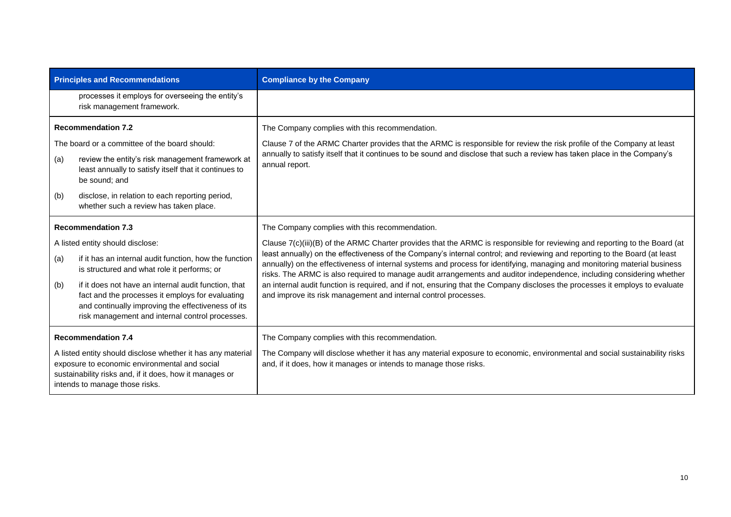| Principles and Recommendations | Compliance by the Company |
| --- | --- |
| processes it employs for overseeing the entity's risk management framework. | |
| **Recommendation 7.2**<br><br>The board or a committee of the board should:<br><br>(a) review the entity's risk management framework at least annually to satisfy itself that it continues to be sound; and<br><br>(b) disclose, in relation to each reporting period, whether such a review has taken place. | The Company complies with this recommendation.<br><br>Clause 7 of the ARMC Charter provides that the ARMC is responsible for review the risk profile of the Company at least annually to satisfy itself that it continues to be sound and disclose that such a review has taken place in the Company's annual report. |
| **Recommendation 7.3**<br><br>A listed entity should disclose:<br><br>(a) if it has an internal audit function, how the function is structured and what role it performs; or<br><br>(b) if it does not have an internal audit function, that fact and the processes it employs for evaluating and continually improving the effectiveness of its risk management and internal control processes. | The Company complies with this recommendation.<br><br>Clause 7(c)(iii)(B) of the ARMC Charter provides that the ARMC is responsible for reviewing and reporting to the Board (at least annually) on the effectiveness of the Company's internal control; and reviewing and reporting to the Board (at least annually) on the effectiveness of internal systems and process for identifying, managing and monitoring material business risks. The ARMC is also required to manage audit arrangements and auditor independence, including considering whether an internal audit function is required, and if not, ensuring that the Company discloses the processes it employs to evaluate and improve its risk management and internal control processes. |
| **Recommendation 7.4**<br><br>A listed entity should disclose whether it has any material exposure to economic environmental and social sustainability risks and, if it does, how it manages or intends to manage those risks. | The Company complies with this recommendation.<br><br>The Company will disclose whether it has any material exposure to economic, environmental and social sustainability risks and, if it does, how it manages or intends to manage those risks. |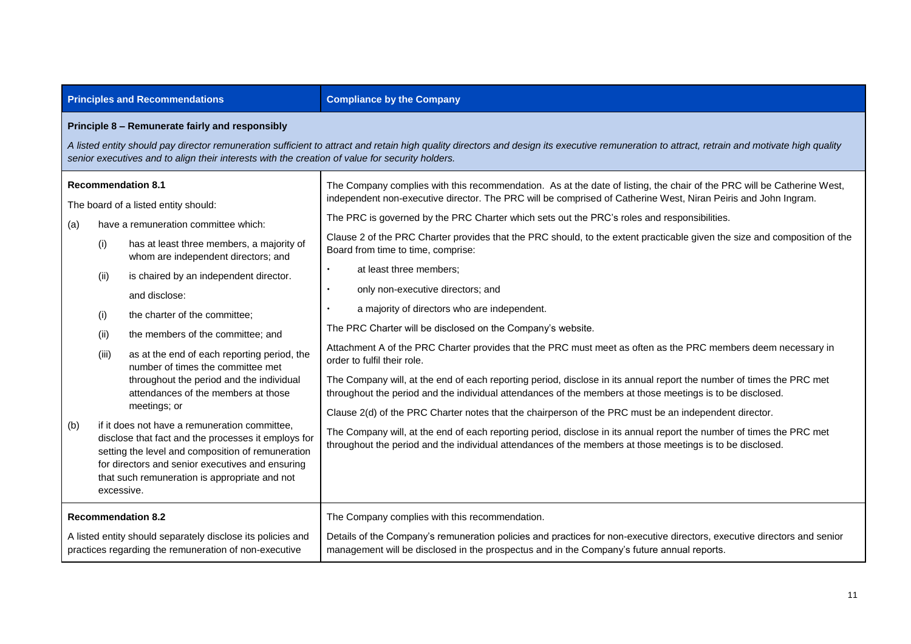| Principles and Recommendations | Compliance by the Company |
|---|---|
| **Principle 8 – Remunerate fairly and responsibly**<br>*A listed entity should pay director remuneration sufficient to attract and retain high quality directors and design its executive remuneration to attract, retrain and motivate high quality senior executives and to align their interests with the creation of value for security holders.* | |
| **Recommendation 8.1**<br>The board of a listed entity should:<br>(a) have a remuneration committee which:<br>(i) has at least three members, a majority of whom are independent directors; and<br>(ii) is chaired by an independent director.<br>and disclose:<br>(i) the charter of the committee;<br>(ii) the members of the committee; and<br>(iii) as at the end of each reporting period, the number of times the committee met throughout the period and the individual attendances of the members at those meetings; or<br>(b) if it does not have a remuneration committee, disclose that fact and the processes it employs for setting the level and composition of remuneration for directors and senior executives and ensuring that such remuneration is appropriate and not excessive. | The Company complies with this recommendation. As at the date of listing, the chair of the PRC will be Catherine West, independent non-executive director. The PRC will be comprised of Catherine West, Niran Peiris and John Ingram.<br>The PRC is governed by the PRC Charter which sets out the PRC's roles and responsibilities.<br>Clause 2 of the PRC Charter provides that the PRC should, to the extent practicable given the size and composition of the Board from time to time, comprise:<br>• at least three members;<br>• only non-executive directors; and<br>• a majority of directors who are independent.<br>The PRC Charter will be disclosed on the Company's website.<br>Attachment A of the PRC Charter provides that the PRC must meet as often as the PRC members deem necessary in order to fulfil their role.<br>The Company will, at the end of each reporting period, disclose in its annual report the number of times the PRC met throughout the period and the individual attendances of the members at those meetings is to be disclosed.<br>Clause 2(d) of the PRC Charter notes that the chairperson of the PRC must be an independent director.<br>The Company will, at the end of each reporting period, disclose in its annual report the number of times the PRC met throughout the period and the individual attendances of the members at those meetings is to be disclosed. |
| **Recommendation 8.2**<br>A listed entity should separately disclose its policies and practices regarding the remuneration of non-executive | The Company complies with this recommendation.<br>Details of the Company's remuneration policies and practices for non-executive directors, executive directors and senior management will be disclosed in the prospectus and in the Company's future annual reports. |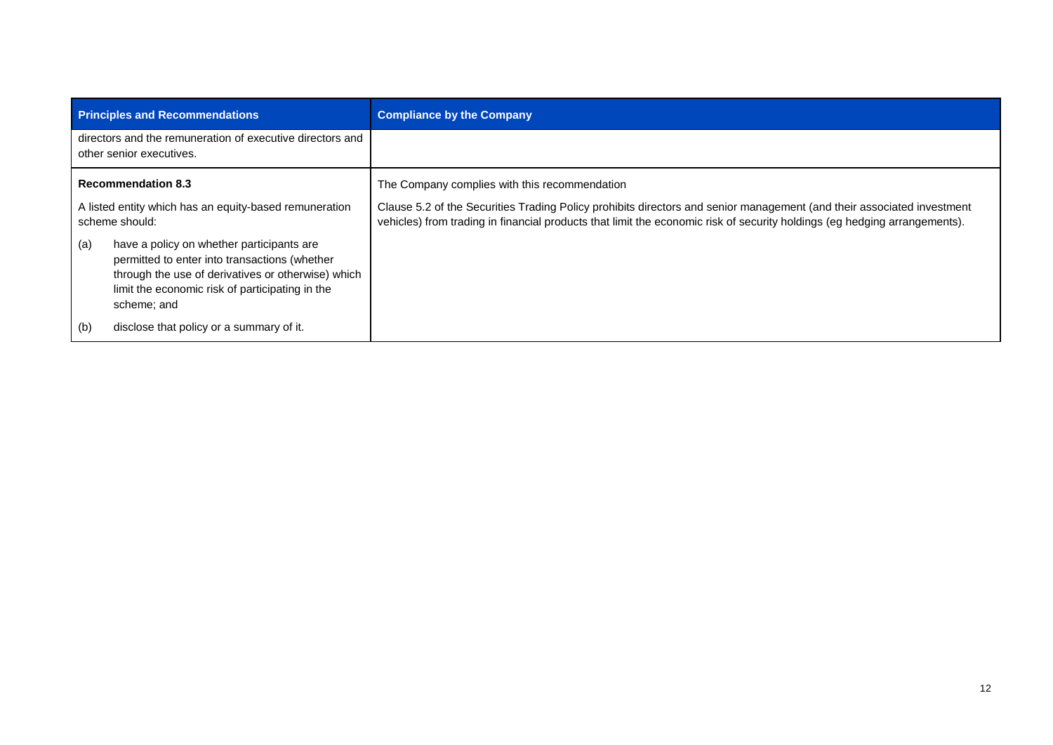| Principles and Recommendations | Compliance by the Company |
| --- | --- |
| directors and the remuneration of executive directors and other senior executives. | |
| **Recommendation 8.3**<br><br>A listed entity which has an equity-based remuneration scheme should:<br><br>(a) have a policy on whether participants are permitted to enter into transactions (whether through the use of derivatives or otherwise) which limit the economic risk of participating in the scheme; and<br><br>(b) disclose that policy or a summary of it. | The Company complies with this recommendation<br><br>Clause 5.2 of the Securities Trading Policy prohibits directors and senior management (and their associated investment vehicles) from trading in financial products that limit the economic risk of security holdings (eg hedging arrangements). |